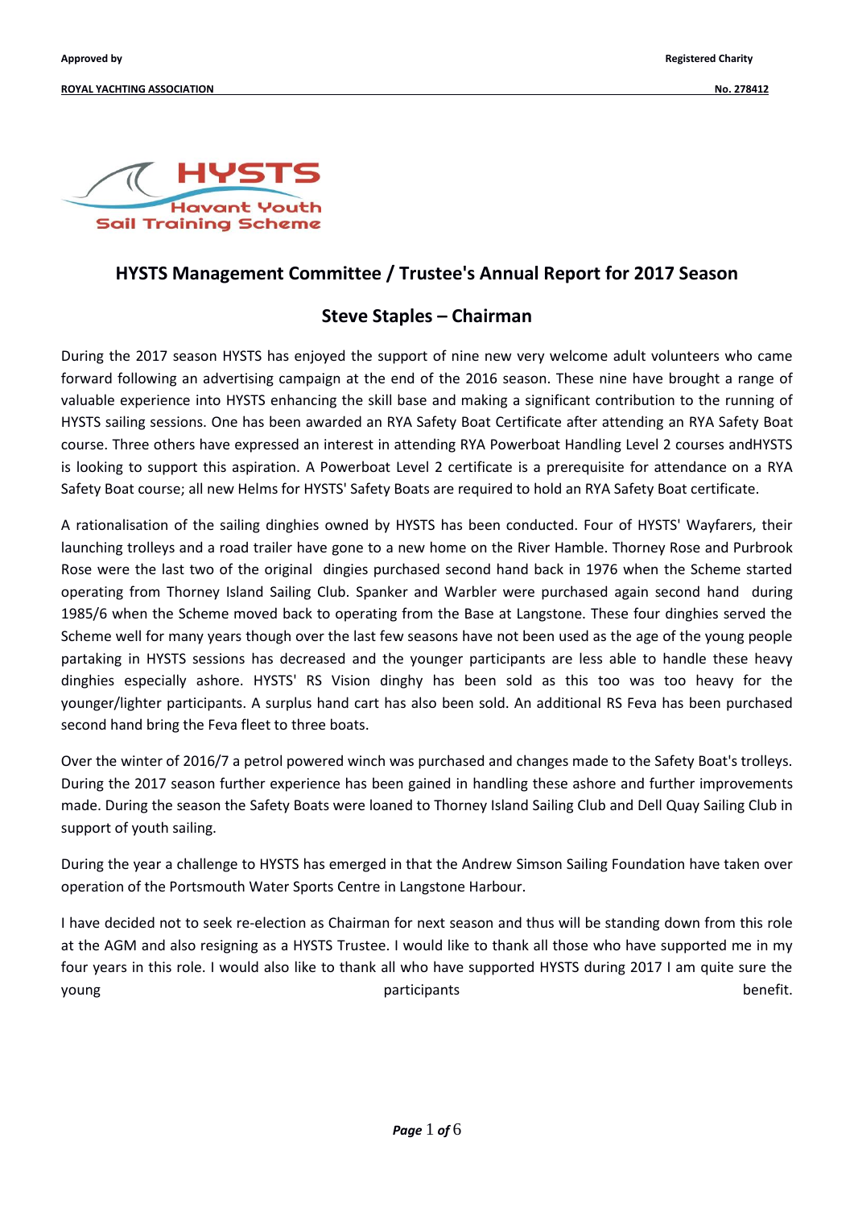Approved by

ROYAL YACHTING ASSOCIATION

Registered Charity

No. 278412

HYSTS
Havant Youth
Sail Training Scheme

# HYSTS Management Committee / Trustee's Annual Report for 2017 Season

## Steve Staples – Chairman

During the 2017 season HYSTS has enjoyed the support of nine new very welcome adult volunteers who came forward following an advertising campaign at the end of the 2016 season. These nine have brought a range of valuable experience into HYSTS enhancing the skill base and making a significant contribution to the running of HYSTS sailing sessions. One has been awarded an RYA Safety Boat Certificate after attending an RYA Safety Boat course. Three others have expressed an interest in attending RYA Powerboat Handling Level 2 courses andHYSTS is looking to support this aspiration. A Powerboat Level 2 certificate is a prerequisite for attendance on a RYA Safety Boat course; all new Helms for HYSTS' Safety Boats are required to hold an RYA Safety Boat certificate.

A rationalisation of the sailing dinghies owned by HYSTS has been conducted. Four of HYSTS' Wayfarers, their launching trolleys and a road trailer have gone to a new home on the River Hamble. Thorney Rose and Purbrook Rose were the last two of the original dingies purchased second hand back in 1976 when the Scheme started operating from Thorney Island Sailing Club. Spanker and Warbler were purchased again second hand during 1985/6 when the Scheme moved back to operating from the Base at Langstone. These four dinghies served the Scheme well for many years though over the last few seasons have not been used as the age of the young people partaking in HYSTS sessions has decreased and the younger participants are less able to handle these heavy dinghies especially ashore. HYSTS' RS Vision dinghy has been sold as this too was too heavy for the younger/lighter participants. A surplus hand cart has also been sold. An additional RS Feva has been purchased second hand bring the Feva fleet to three boats.

Over the winter of 2016/7 a petrol powered winch was purchased and changes made to the Safety Boat's trolleys. During the 2017 season further experience has been gained in handling these ashore and further improvements made. During the season the Safety Boats were loaned to Thorney Island Sailing Club and Dell Quay Sailing Club in support of youth sailing.

During the year a challenge to HYSTS has emerged in that the Andrew Simson Sailing Foundation have taken over operation of the Portsmouth Water Sports Centre in Langstone Harbour.

I have decided not to seek re-election as Chairman for next season and thus will be standing down from this role at the AGM and also resigning as a HYSTS Trustee. I would like to thank all those who have supported me in my four years in this role. I would also like to thank all who have supported HYSTS during 2017 I am quite sure the young participants benefit.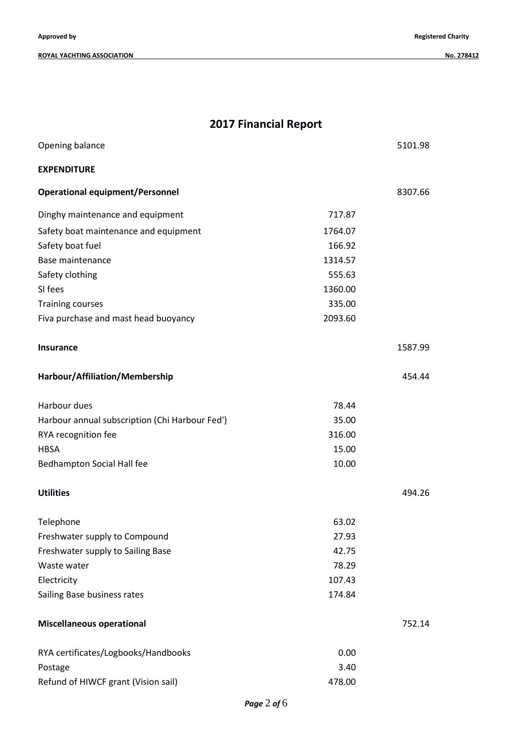## 2017 Financial Report

| | | |
|---|---|---|
| Opening balance | | 5101.98 |
| **EXPENDITURE** | | |
| **Operational equipment/Personnel** | | 8307.66 |
| Dinghy maintenance and equipment | 717.87 | |
| Safety boat maintenance and equipment | 1764.07 | |
| Safety boat fuel | 166.92 | |
| Base maintenance | 1314.57 | |
| Safety clothing | 555.63 | |
| SI fees | 1360.00 | |
| Training courses | 335.00 | |
| Fiva purchase and mast head buoyancy | 2093.60 | |
| **Insurance** | | 1587.99 |
| **Harbour/Affiliation/Membership** | | 454.44 |
| Harbour dues | 78.44 | |
| Harbour annual subscription (Chi Harbour Fed') | 35.00 | |
| RYA recognition fee | 316.00 | |
| HBSA | 15.00 | |
| Bedhampton Social Hall fee | 10.00 | |
| **Utilities** | | 494.26 |
| Telephone | 63.02 | |
| Freshwater supply to Compound | 27.93 | |
| Freshwater supply to Sailing Base | 42.75 | |
| Waste water | 78.29 | |
| Electricity | 107.43 | |
| Sailing Base business rates | 174.84 | |
| **Miscellaneous operational** | | 752.14 |
| RYA certificates/Logbooks/Handbooks | 0.00 | |
| Postage | 3.40 | |
| Refund of HIWCF grant (Vision sail) | 478.00 | |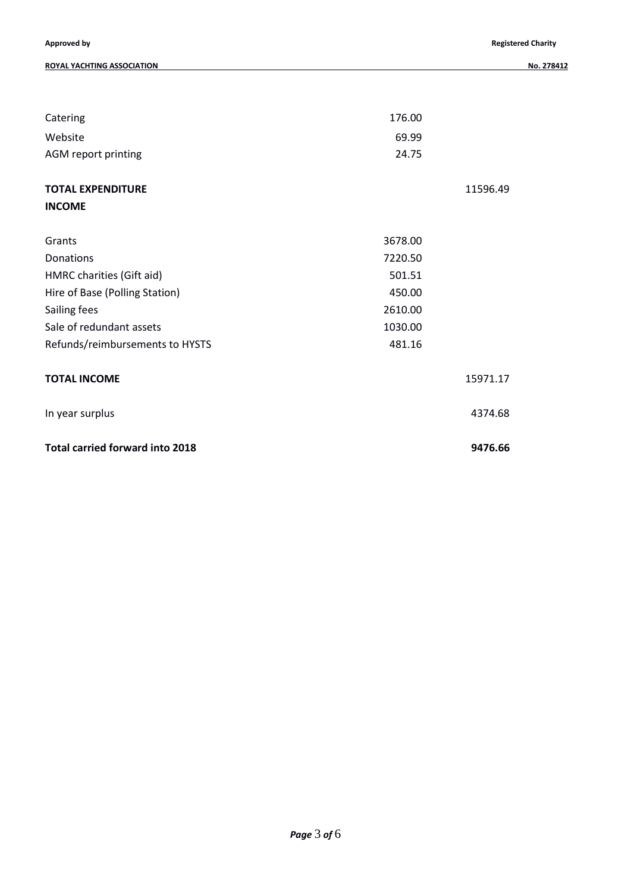| | | |
|---|---|---|
| Catering | 176.00 | |
| Website | 69.99 | |
| AGM report printing | 24.75 | |
| **TOTAL EXPENDITURE** | | 11596.49 |
| **INCOME** | | |
| Grants | 3678.00 | |
| Donations | 7220.50 | |
| HMRC charities (Gift aid) | 501.51 | |
| Hire of Base (Polling Station) | 450.00 | |
| Sailing fees | 2610.00 | |
| Sale of redundant assets | 1030.00 | |
| Refunds/reimbursements to HYSTS | 481.16 | |
| **TOTAL INCOME** | | 15971.17 |
| In year surplus | | 4374.68 |
| **Total carried forward into 2018** | | **9476.66** |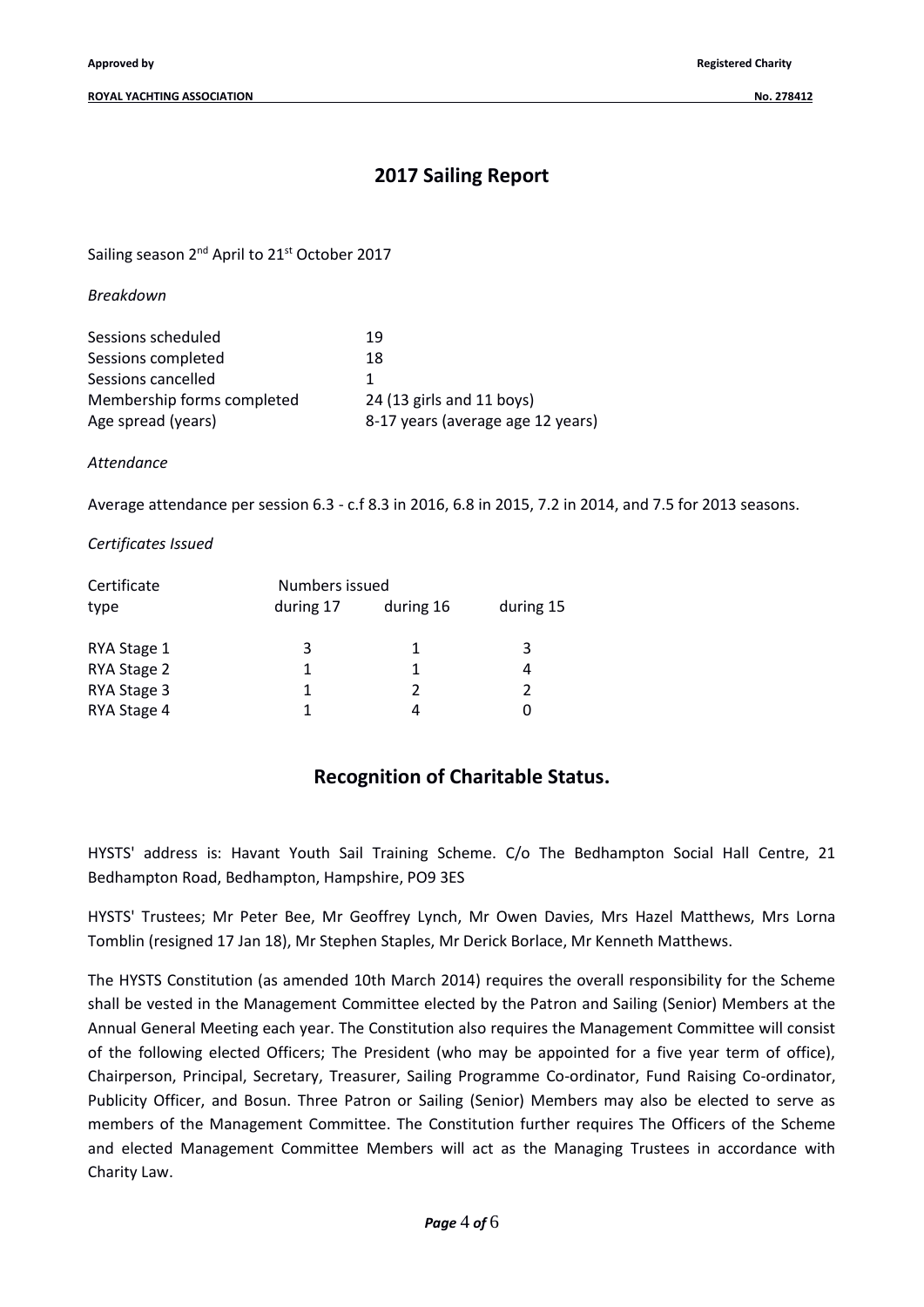## 2017 Sailing Report

Sailing season 2nd April to 21st October 2017

*Breakdown*

| | |
|---|---|
| Sessions scheduled | 19 |
| Sessions completed | 18 |
| Sessions cancelled | 1 |
| Membership forms completed | 24 (13 girls and 11 boys) |
| Age spread (years) | 8-17 years (average age 12 years) |

*Attendance*

Average attendance per session 6.3 - c.f 8.3 in 2016, 6.8 in 2015, 7.2 in 2014, and 7.5 for 2013 seasons.

*Certificates Issued*

| Certificate type | Numbers issued during 17 | during 16 | during 15 |
|---|---|---|---|
| RYA Stage 1 | 3 | 1 | 3 |
| RYA Stage 2 | 1 | 1 | 4 |
| RYA Stage 3 | 1 | 2 | 2 |
| RYA Stage 4 | 1 | 4 | 0 |

## Recognition of Charitable Status.

HYSTS' address is: Havant Youth Sail Training Scheme. C/o The Bedhampton Social Hall Centre, 21 Bedhampton Road, Bedhampton, Hampshire, PO9 3ES

HYSTS' Trustees; Mr Peter Bee, Mr Geoffrey Lynch, Mr Owen Davies, Mrs Hazel Matthews, Mrs Lorna Tomblin (resigned 17 Jan 18), Mr Stephen Staples, Mr Derick Borlace, Mr Kenneth Matthews.

The HYSTS Constitution (as amended 10th March 2014) requires the overall responsibility for the Scheme shall be vested in the Management Committee elected by the Patron and Sailing (Senior) Members at the Annual General Meeting each year. The Constitution also requires the Management Committee will consist of the following elected Officers; The President (who may be appointed for a five year term of office), Chairperson, Principal, Secretary, Treasurer, Sailing Programme Co-ordinator, Fund Raising Co-ordinator, Publicity Officer, and Bosun. Three Patron or Sailing (Senior) Members may also be elected to serve as members of the Management Committee. The Constitution further requires The Officers of the Scheme and elected Management Committee Members will act as the Managing Trustees in accordance with Charity Law.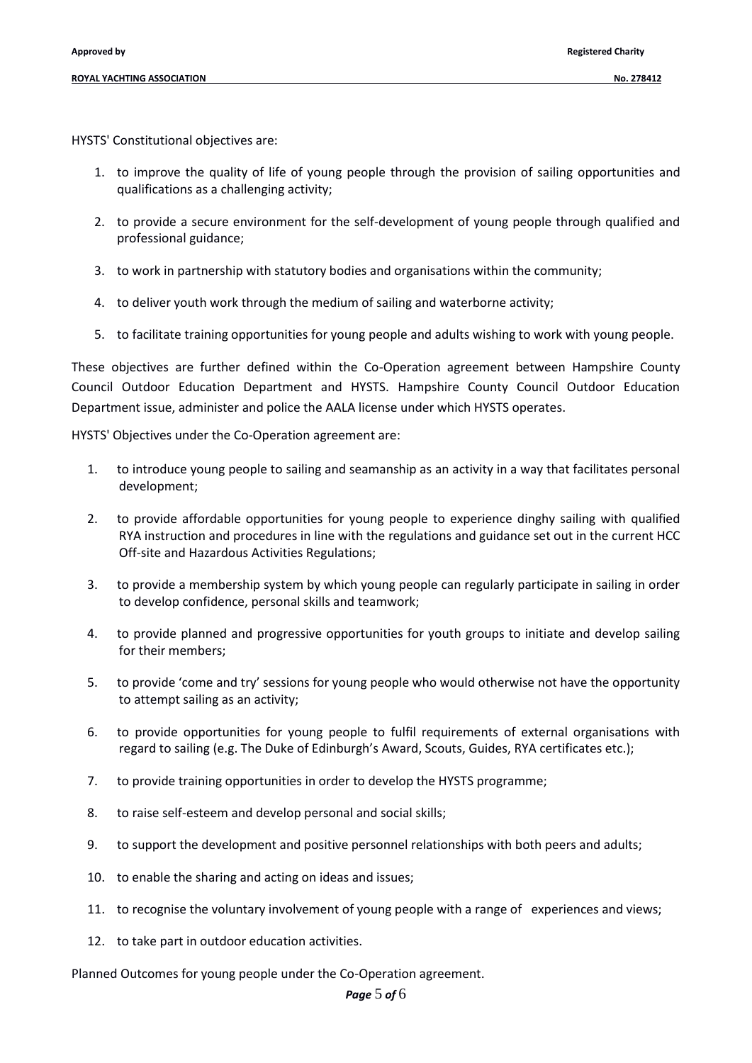HYSTS' Constitutional objectives are:

1. to improve the quality of life of young people through the provision of sailing opportunities and qualifications as a challenging activity;
2. to provide a secure environment for the self-development of young people through qualified and professional guidance;
3. to work in partnership with statutory bodies and organisations within the community;
4. to deliver youth work through the medium of sailing and waterborne activity;
5. to facilitate training opportunities for young people and adults wishing to work with young people.

These objectives are further defined within the Co-Operation agreement between Hampshire County Council Outdoor Education Department and HYSTS. Hampshire County Council Outdoor Education Department issue, administer and police the AALA license under which HYSTS operates.

HYSTS' Objectives under the Co-Operation agreement are:

1. to introduce young people to sailing and seamanship as an activity in a way that facilitates personal development;
2. to provide affordable opportunities for young people to experience dinghy sailing with qualified RYA instruction and procedures in line with the regulations and guidance set out in the current HCC Off-site and Hazardous Activities Regulations;
3. to provide a membership system by which young people can regularly participate in sailing in order to develop confidence, personal skills and teamwork;
4. to provide planned and progressive opportunities for youth groups to initiate and develop sailing for their members;
5. to provide 'come and try' sessions for young people who would otherwise not have the opportunity to attempt sailing as an activity;
6. to provide opportunities for young people to fulfil requirements of external organisations with regard to sailing (e.g. The Duke of Edinburgh's Award, Scouts, Guides, RYA certificates etc.);
7. to provide training opportunities in order to develop the HYSTS programme;
8. to raise self-esteem and develop personal and social skills;
9. to support the development and positive personnel relationships with both peers and adults;
10. to enable the sharing and acting on ideas and issues;
11. to recognise the voluntary involvement of young people with a range of experiences and views;
12. to take part in outdoor education activities.

Planned Outcomes for young people under the Co-Operation agreement.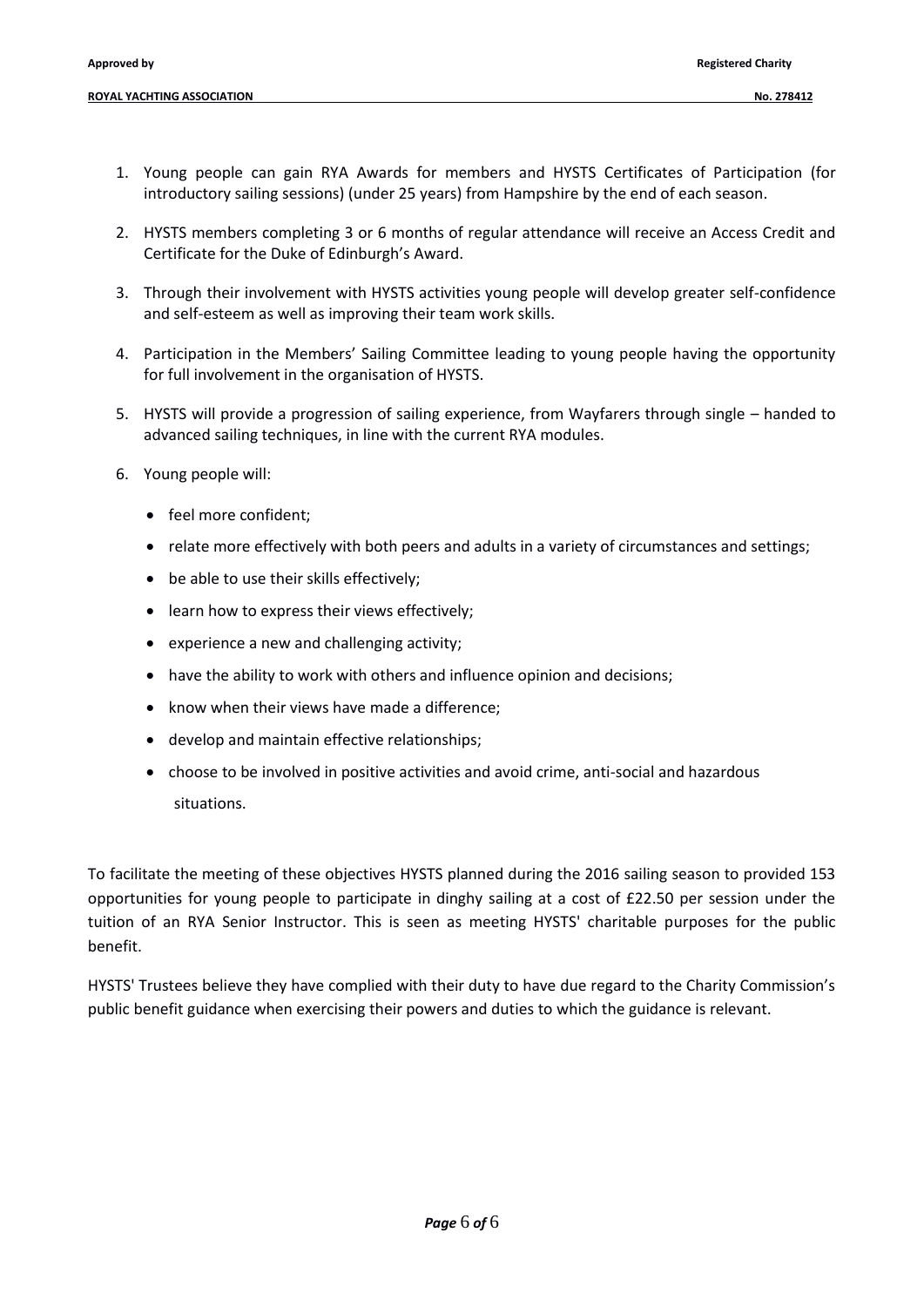1. Young people can gain RYA Awards for members and HYSTS Certificates of Participation (for introductory sailing sessions) (under 25 years) from Hampshire by the end of each season.

2. HYSTS members completing 3 or 6 months of regular attendance will receive an Access Credit and Certificate for the Duke of Edinburgh's Award.

3. Through their involvement with HYSTS activities young people will develop greater self-confidence and self-esteem as well as improving their team work skills.

4. Participation in the Members' Sailing Committee leading to young people having the opportunity for full involvement in the organisation of HYSTS.

5. HYSTS will provide a progression of sailing experience, from Wayfarers through single – handed to advanced sailing techniques, in line with the current RYA modules.

6. Young people will:
   - feel more confident;
   - relate more effectively with both peers and adults in a variety of circumstances and settings;
   - be able to use their skills effectively;
   - learn how to express their views effectively;
   - experience a new and challenging activity;
   - have the ability to work with others and influence opinion and decisions;
   - know when their views have made a difference;
   - develop and maintain effective relationships;
   - choose to be involved in positive activities and avoid crime, anti-social and hazardous situations.

To facilitate the meeting of these objectives HYSTS planned during the 2016 sailing season to provided 153 opportunities for young people to participate in dinghy sailing at a cost of £22.50 per session under the tuition of an RYA Senior Instructor. This is seen as meeting HYSTS' charitable purposes for the public benefit.

HYSTS' Trustees believe they have complied with their duty to have due regard to the Charity Commission's public benefit guidance when exercising their powers and duties to which the guidance is relevant.